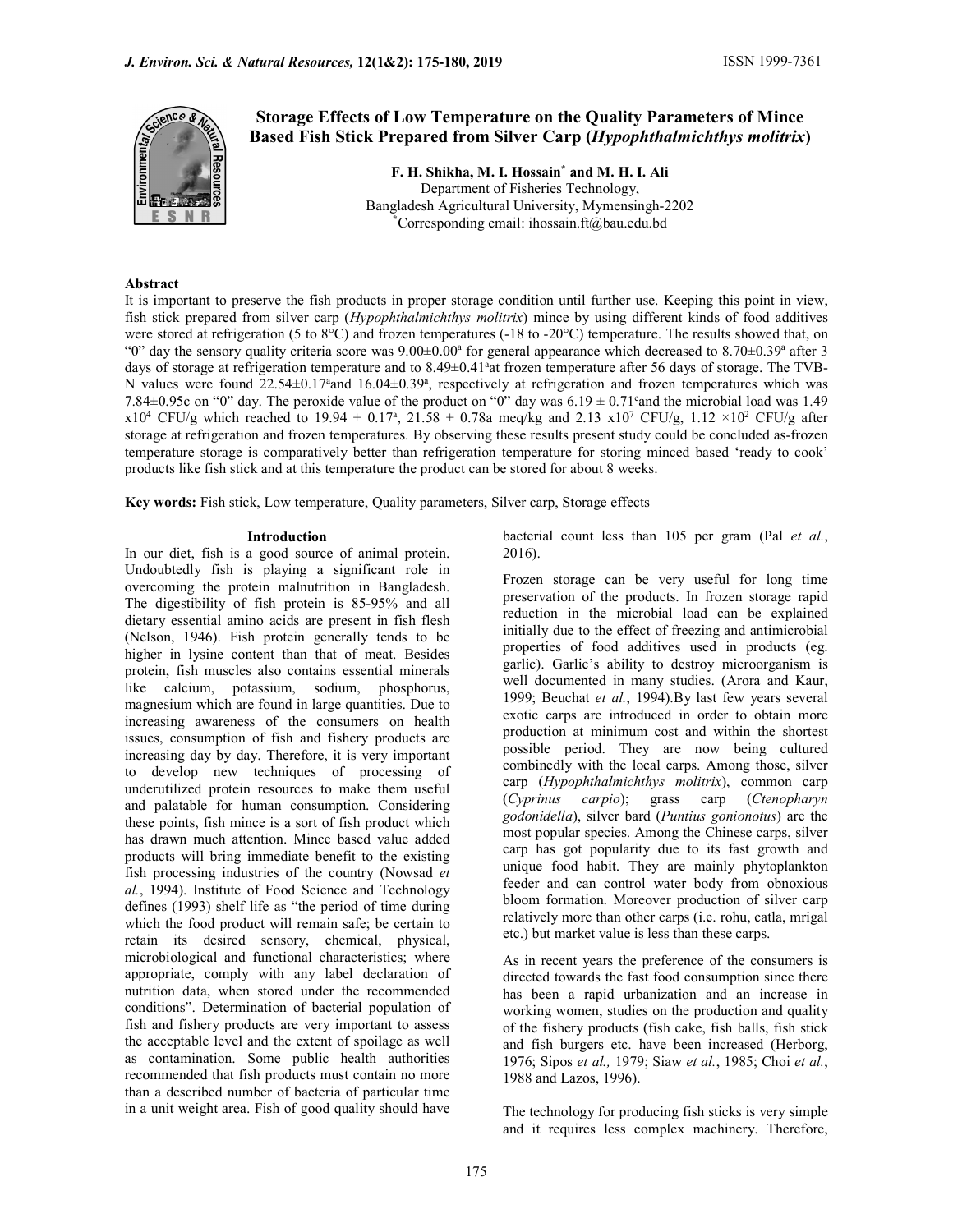# Storage Effects of Low Temperature on the Quality Parameters of Mince Based Fish Stick Prepared from Silver Carp (*Hypophthalmichthys molitrix*)

**F. H. Shikha, M. I. Hossain*[*] and M. H. I. Ali**

Department of Fisheries Technology,
Bangladesh Agricultural University, Mymensingh-2202
[*]Corresponding email: ihossain.ft@bau.edu.bd

## Abstract

It is important to preserve the fish products in proper storage condition until further use. Keeping this point in view, fish stick prepared from silver carp (*Hypophthalmichthys molitrix*) mince by using different kinds of food additives were stored at refrigeration (5 to 8°C) and frozen temperatures (-18 to -20°C) temperature. The results showed that, on "0" day the sensory quality criteria score was $9.00\pm0.00^a$ for general appearance which decreased to $8.70\pm0.39^a$ after 3 days of storage at refrigeration temperature and to $8.49\pm0.41^a$ at frozen temperature after 56 days of storage. The TVB-N values were found $22.54\pm0.17^a$ and $16.04\pm0.39^a$, respectively at refrigeration and frozen temperatures which was $7.84\pm0.95c$ on "0" day. The peroxide value of the product on "0" day was $6.19 \pm 0.71^e$ and the microbial load was 1.49 $\times10^4$ CFU/g which reached to $19.94 \pm 0.17^a$, $21.58 \pm 0.78a$ meq/kg and 2.13 $\times10^7$ CFU/g, 1.12 $\times10^2$ CFU/g after storage at refrigeration and frozen temperatures. By observing these results present study could be concluded as-frozen temperature storage is comparatively better than refrigeration temperature for storing minced based 'ready to cook' products like fish stick and at this temperature the product can be stored for about 8 weeks.

**Key words:** Fish stick, Low temperature, Quality parameters, Silver carp, Storage effects

## Introduction

In our diet, fish is a good source of animal protein. Undoubtedly fish is playing a significant role in overcoming the protein malnutrition in Bangladesh. The digestibility of fish protein is 85-95% and all dietary essential amino acids are present in fish flesh (Nelson, 1946). Fish protein generally tends to be higher in lysine content than that of meat. Besides protein, fish muscles also contains essential minerals like calcium, potassium, sodium, phosphorus, magnesium which are found in large quantities. Due to increasing awareness of the consumers on health issues, consumption of fish and fishery products are increasing day by day. Therefore, it is very important to develop new techniques of processing of underutilized protein resources to make them useful and palatable for human consumption. Considering these points, fish mince is a sort of fish product which has drawn much attention. Mince based value added products will bring immediate benefit to the existing fish processing industries of the country (Nowsad *et al.*, 1994). Institute of Food Science and Technology defines (1993) shelf life as "the period of time during which the food product will remain safe; be certain to retain its desired sensory, chemical, physical, microbiological and functional characteristics; where appropriate, comply with any label declaration of nutrition data, when stored under the recommended conditions". Determination of bacterial population of fish and fishery products are very important to assess the acceptable level and the extent of spoilage as well as contamination. Some public health authorities recommended that fish products must contain no more than a described number of bacteria of particular time in a unit weight area. Fish of good quality should have bacterial count less than 105 per gram (Pal *et al.*, 2016).

Frozen storage can be very useful for long time preservation of the products. In frozen storage rapid reduction in the microbial load can be explained initially due to the effect of freezing and antimicrobial properties of food additives used in products (eg. garlic). Garlic's ability to destroy microorganism is well documented in many studies. (Arora and Kaur, 1999; Beuchat *et al.*, 1994).By last few years several exotic carps are introduced in order to obtain more production at minimum cost and within the shortest possible period. They are now being cultured combinedly with the local carps. Among those, silver carp (*Hypophthalmichthys molitrix*), common carp (*Cyprinus carpio*); grass carp (*Ctenopharyn godonidella*), silver bard (*Puntius gonionotus*) are the most popular species. Among the Chinese carps, silver carp has got popularity due to its fast growth and unique food habit. They are mainly phytoplankton feeder and can control water body from obnoxious bloom formation. Moreover production of silver carp relatively more than other carps (i.e. rohu, catla, mrigal etc.) but market value is less than these carps.

As in recent years the preference of the consumers is directed towards the fast food consumption since there has been a rapid urbanization and an increase in working women, studies on the production and quality of the fishery products (fish cake, fish balls, fish stick and fish burgers etc. have been increased (Herborg, 1976; Sipos *et al.,* 1979; Siaw *et al.*, 1985; Choi *et al.*, 1988 and Lazos, 1996).

The technology for producing fish sticks is very simple and it requires less complex machinery. Therefore,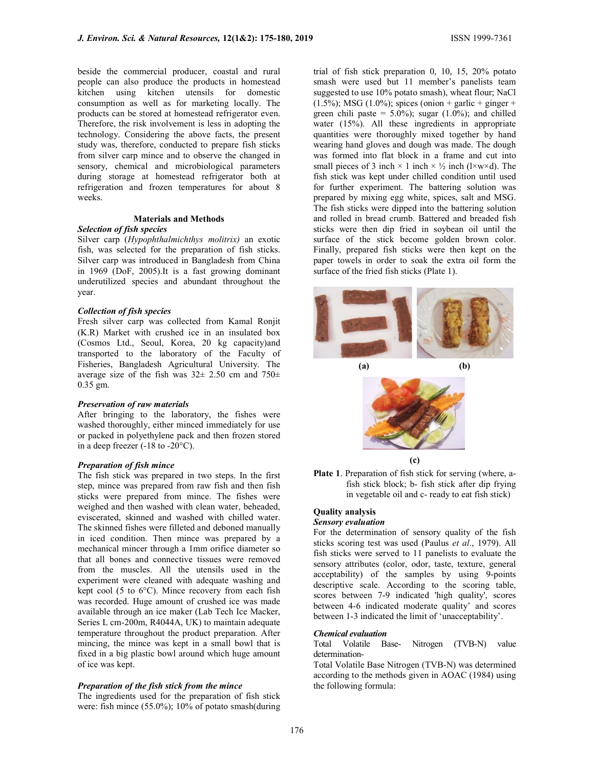beside the commercial producer, coastal and rural people can also produce the products in homestead kitchen using kitchen utensils for domestic consumption as well as for marketing locally. The products can be stored at homestead refrigerator even. Therefore, the risk involvement is less in adopting the technology. Considering the above facts, the present study was, therefore, conducted to prepare fish sticks from silver carp mince and to observe the changed in sensory, chemical and microbiological parameters during storage at homestead refrigerator both at refrigeration and frozen temperatures for about 8 weeks.

## Materials and Methods

### *Selection of fish species*

Silver carp (*Hypophthalmichthys molitrix)* an exotic fish, was selected for the preparation of fish sticks. Silver carp was introduced in Bangladesh from China in 1969 (DoF, 2005).It is a fast growing dominant underutilized species and abundant throughout the year.

### *Collection of fish species*

Fresh silver carp was collected from Kamal Ronjit (K.R) Market with crushed ice in an insulated box (Cosmos Ltd., Seoul, Korea, 20 kg capacity)and transported to the laboratory of the Faculty of Fisheries, Bangladesh Agricultural University. The average size of the fish was 32± 2.50 cm and 750± 0.35 gm.

### *Preservation of raw materials*

After bringing to the laboratory, the fishes were washed thoroughly, either minced immediately for use or packed in polyethylene pack and then frozen stored in a deep freezer (-18 to -20°C).

### *Preparation of fish mince*

The fish stick was prepared in two steps. In the first step, mince was prepared from raw fish and then fish sticks were prepared from mince. The fishes were weighed and then washed with clean water, beheaded, eviscerated, skinned and washed with chilled water. The skinned fishes were filleted and deboned manually in iced condition. Then mince was prepared by a mechanical mincer through a 1mm orifice diameter so that all bones and connective tissues were removed from the muscles. All the utensils used in the experiment were cleaned with adequate washing and kept cool (5 to 6°C). Mince recovery from each fish was recorded. Huge amount of crushed ice was made available through an ice maker (Lab Tech Ice Macker, Series L cm-200m, R4044A, UK) to maintain adequate temperature throughout the product preparation. After mincing, the mince was kept in a small bowl that is fixed in a big plastic bowl around which huge amount of ice was kept.

### *Preparation of the fish stick from the mince*

The ingredients used for the preparation of fish stick were: fish mince (55.0%); 10% of potato smash(during trial of fish stick preparation 0, 10, 15, 20% potato smash were used but 11 member's panelists team suggested to use 10% potato smash), wheat flour; NaCl (1.5%); MSG (1.0%); spices (onion + garlic + ginger + green chili paste = 5.0%); sugar (1.0%); and chilled water (15%). All these ingredients in appropriate quantities were thoroughly mixed together by hand wearing hand gloves and dough was made. The dough was formed into flat block in a frame and cut into small pieces of 3 inch × 1 inch × ½ inch (l×w×d). The fish stick was kept under chilled condition until used for further experiment. The battering solution was prepared by mixing egg white, spices, salt and MSG. The fish sticks were dipped into the battering solution and rolled in bread crumb. Battered and breaded fish sticks were then dip fried in soybean oil until the surface of the stick become golden brown color. Finally, prepared fish sticks were then kept on the paper towels in order to soak the extra oil form the surface of the fried fish sticks (Plate 1).

(a) (b)

(c)

**Plate 1**. Preparation of fish stick for serving (where, a- fish stick block; b- fish stick after dip frying in vegetable oil and c- ready to eat fish stick)

### Quality analysis

### *Sensory evaluation*

For the determination of sensory quality of the fish sticks scoring test was used (Paulus *et al*., 1979). All fish sticks were served to 11 panelists to evaluate the sensory attributes (color, odor, taste, texture, general acceptability) of the samples by using 9-points descriptive scale. According to the scoring table, scores between 7-9 indicated 'high quality', scores between 4-6 indicated moderate quality' and scores between 1-3 indicated the limit of 'unacceptability'.

### *Chemical evaluation*

Total Volatile Base- Nitrogen (TVB-N) value determination-

Total Volatile Base Nitrogen (TVB-N) was determined according to the methods given in AOAC (1984) using the following formula: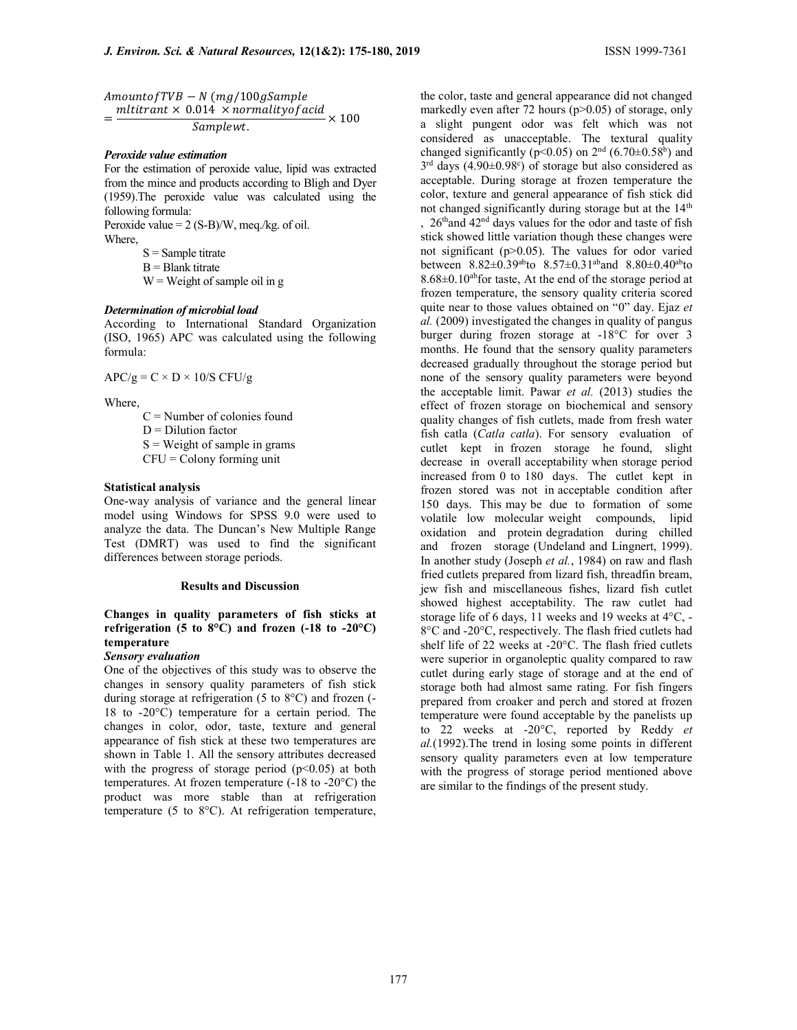$$\text{Amount of TVB} - N\ (mg/100g\ Sample) = \frac{ml\ titrant \times 0.014 \times normality\ of\ acid}{Sample\ wt.} \times 100$$

### *Peroxide value estimation*

For the estimation of peroxide value, lipid was extracted from the mince and products according to Bligh and Dyer (1959).The peroxide value was calculated using the following formula:

Peroxide value = 2 (S-B)/W, meq./kg. of oil.

Where,

S = Sample titrate
B = Blank titrate
W = Weight of sample oil in g

### *Determination of microbial load*

According to International Standard Organization (ISO, 1965) APC was calculated using the following formula:

APC/g = C × D × 10/S CFU/g

Where,

C = Number of colonies found
D = Dilution factor
S = Weight of sample in grams
CFU = Colony forming unit

### Statistical analysis

One-way analysis of variance and the general linear model using Windows for SPSS 9.0 were used to analyze the data. The Duncan's New Multiple Range Test (DMRT) was used to find the significant differences between storage periods.

## Results and Discussion

### Changes in quality parameters of fish sticks at refrigeration (5 to 8°C) and frozen (-18 to -20°C) temperature

#### *Sensory evaluation*

One of the objectives of this study was to observe the changes in sensory quality parameters of fish stick during storage at refrigeration (5 to 8°C) and frozen (-18 to -20°C) temperature for a certain period. The changes in color, odor, taste, texture and general appearance of fish stick at these two temperatures are shown in Table 1. All the sensory attributes decreased with the progress of storage period ($p<0.05$) at both temperatures. At frozen temperature (-18 to -20°C) the product was more stable than at refrigeration temperature (5 to 8°C). At refrigeration temperature, the color, taste and general appearance did not changed markedly even after 72 hours ($p>0.05$) of storage, only a slight pungent odor was felt which was not considered as unacceptable. The textural quality changed significantly ($p<0.05$) on 2nd ($6.70\pm0.58^{b}$) and 3rd days ($4.90\pm0.98^{c}$) of storage but also considered as acceptable. During storage at frozen temperature the color, texture and general appearance of fish stick did not changed significantly during storage but at the 14th, 26th and 42nd days values for the odor and taste of fish stick showed little variation though these changes were not significant ($p>0.05$). The values for odor varied between $8.82\pm0.39^{ab}$ to $8.57\pm0.31^{ab}$ and $8.80\pm0.40^{ab}$ to $8.68\pm0.10^{ab}$ for taste, At the end of the storage period at frozen temperature, the sensory quality criteria scored quite near to those values obtained on "0" day. Ejaz *et al.* (2009) investigated the changes in quality of pangus burger during frozen storage at -18°C for over 3 months. He found that the sensory quality parameters decreased gradually throughout the storage period but none of the sensory quality parameters were beyond the acceptable limit. Pawar *et al.* (2013) studies the effect of frozen storage on biochemical and sensory quality changes of fish cutlets, made from fresh water fish catla (*Catla catla*). For sensory evaluation of cutlet kept in frozen storage he found, slight decrease in overall acceptability when storage period increased from 0 to 180 days. The cutlet kept in frozen stored was not in acceptable condition after 150 days. This may be due to formation of some volatile low molecular weight compounds, lipid oxidation and protein degradation during chilled and frozen storage (Undeland and Lingnert, 1999). In another study (Joseph *et al.*, 1984) on raw and flash fried cutlets prepared from lizard fish, threadfin bream, jew fish and miscellaneous fishes, lizard fish cutlet showed highest acceptability. The raw cutlet had storage life of 6 days, 11 weeks and 19 weeks at 4°C, -8°C and -20°C, respectively. The flash fried cutlets had shelf life of 22 weeks at -20°C. The flash fried cutlets were superior in organoleptic quality compared to raw cutlet during early stage of storage and at the end of storage both had almost same rating. For fish fingers prepared from croaker and perch and stored at frozen temperature were found acceptable by the panelists up to 22 weeks at -20°C, reported by Reddy *et al.*(1992).The trend in losing some points in different sensory quality parameters even at low temperature with the progress of storage period mentioned above are similar to the findings of the present study.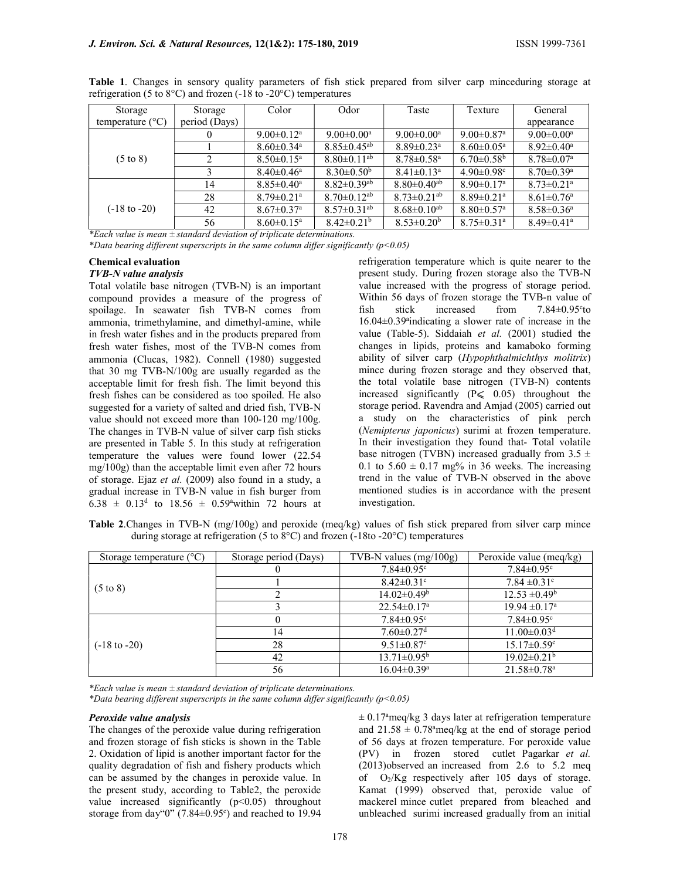**Table 1**. Changes in sensory quality parameters of fish stick prepared from silver carp minceduring storage at refrigeration (5 to 8°C) and frozen (-18 to -20°C) temperatures

| Storage temperature (°C) | Storage period (Days) | Color | Odor | Taste | Texture | General appearance |
|---|---|---|---|---|---|---|
| (5 to 8) | 0 | 9.00±0.12[a] | 9.00±0.00[a] | 9.00±0.00[a] | 9.00±0.87[a] | 9.00±0.00[a] |
| | 1 | 8.60±0.34[a] | 8.85±0.45[ab] | 8.89±0.23[a] | 8.60±0.05[a] | 8.92±0.40[a] |
| | 2 | 8.50±0.15[a] | 8.80±0.11[ab] | 8.78±0.58[a] | 6.70±0.58[b] | 8.78±0.07[a] |
| | 3 | 8.40±0.46[a] | 8.30±0.50[b] | 8.41±0.13[a] | 4.90±0.98[c] | 8.70±0.39[a] |
| (-18 to -20) | 14 | 8.85±0.40[a] | 8.82±0.39[ab] | 8.80±0.40[ab] | 8.90±0.17[a] | 8.73±0.21[a] |
| | 28 | 8.79±0.21[a] | 8.70±0.12[ab] | 8.73±0.21[ab] | 8.89±0.21[a] | 8.61±0.76[a] |
| | 42 | 8.67±0.37[a] | 8.57±0.31[ab] | 8.68±0.10[ab] | 8.80±0.57[a] | 8.58±0.36[a] |
| | 56 | 8.60±0.15[a] | 8.42±0.21[b] | 8.53±0.20[b] | 8.75±0.31[a] | 8.49±0.41[a] |

*Each value is mean ± standard deviation of triplicate determinations.*
*Data bearing different superscripts in the same column differ significantly (p<0.05)*

### Chemical evaluation

#### *TVB-N value analysis*

Total volatile base nitrogen (TVB-N) is an important compound provides a measure of the progress of spoilage. In seawater fish TVB-N comes from ammonia, trimethylamine, and dimethyl-amine, while in fresh water fishes and in the products prepared from fresh water fishes, most of the TVB-N comes from ammonia (Clucas, 1982). Connell (1980) suggested that 30 mg TVB-N/100g are usually regarded as the acceptable limit for fresh fish. The limit beyond this fresh fishes can be considered as too spoiled. He also suggested for a variety of salted and dried fish, TVB-N value should not exceed more than 100-120 mg/100g. The changes in TVB-N value of silver carp fish sticks are presented in Table 5. In this study at refrigeration temperature the values were found lower (22.54 mg/100g) than the acceptable limit even after 72 hours of storage. Ejaz *et al.* (2009) also found in a study, a gradual increase in TVB-N value in fish burger from 6.38 ± 0.13[d] to 18.56 ± 0.59[a]within 72 hours at refrigeration temperature which is quite nearer to the present study. During frozen storage also the TVB-N value increased with the progress of storage period. Within 56 days of frozen storage the TVB-n value of fish stick increased from 7.84±0.95[c]to 16.04±0.39[a]indicating a slower rate of increase in the value (Table-5). Siddaiah *et al.* (2001) studied the changes in lipids, proteins and kamaboko forming ability of silver carp (*Hypophthalmichthys molitrix*) mince during frozen storage and they observed that, the total volatile base nitrogen (TVB-N) contents increased significantly ($P \leqslant 0.05$) throughout the storage period. Ravendra and Amjad (2005) carried out a study on the characteristics of pink perch (*Nemipterus japonicus*) surimi at frozen temperature. In their investigation they found that- Total volatile base nitrogen (TVBN) increased gradually from 3.5 ± 0.1 to 5.60 ± 0.17 mg% in 36 weeks. The increasing trend in the value of TVB-N observed in the above mentioned studies is in accordance with the present investigation.

**Table 2**.Changes in TVB-N (mg/100g) and peroxide (meq/kg) values of fish stick prepared from silver carp mince during storage at refrigeration (5 to 8°C) and frozen (-18to -20°C) temperatures

| Storage temperature (°C) | Storage period (Days) | TVB-N values (mg/100g) | Peroxide value (meq/kg) |
|---|---|---|---|
| (5 to 8) | 0 | 7.84±0.95[c] | 7.84±0.95[c] |
| | 1 | 8.42±0.31[c] | 7.84 ±0.31[c] |
| | 2 | 14.02±0.49[b] | 12.53 ±0.49[b] |
| | 3 | 22.54±0.17[a] | 19.94 ±0.17[a] |
| (-18 to -20) | 0 | 7.84±0.95[c] | 7.84±0.95[c] |
| | 14 | 7.60±0.27[d] | 11.00±0.03[d] |
| | 28 | 9.51±0.87[c] | 15.17±0.59[c] |
| | 42 | 13.71±0.95[b] | 19.02±0.21[b] |
| | 56 | 16.04±0.39[a] | 21.58±0.78[a] |

*Each value is mean ± standard deviation of triplicate determinations.*
*Data bearing different superscripts in the same column differ significantly (p<0.05)*

#### *Peroxide value analysis*

The changes of the peroxide value during refrigeration and frozen storage of fish sticks is shown in the Table 2. Oxidation of lipid is another important factor for the quality degradation of fish and fishery products which can be assumed by the changes in peroxide value. In the present study, according to Table2, the peroxide value increased significantly ($p<0.05$) throughout storage from day"0" (7.84±0.95[c]) and reached to 19.94 ± 0.17[a]meq/kg 3 days later at refrigeration temperature and 21.58 ± 0.78[a]meq/kg at the end of storage period of 56 days at frozen temperature. For peroxide value (PV) in frozen stored cutlet Pagarkar *et al.* (2013)observed an increased from 2.6 to 5.2 meq of $O_2$/Kg respectively after 105 days of storage. Kamat (1999) observed that, peroxide value of mackerel mince cutlet prepared from bleached and unbleached surimi increased gradually from an initial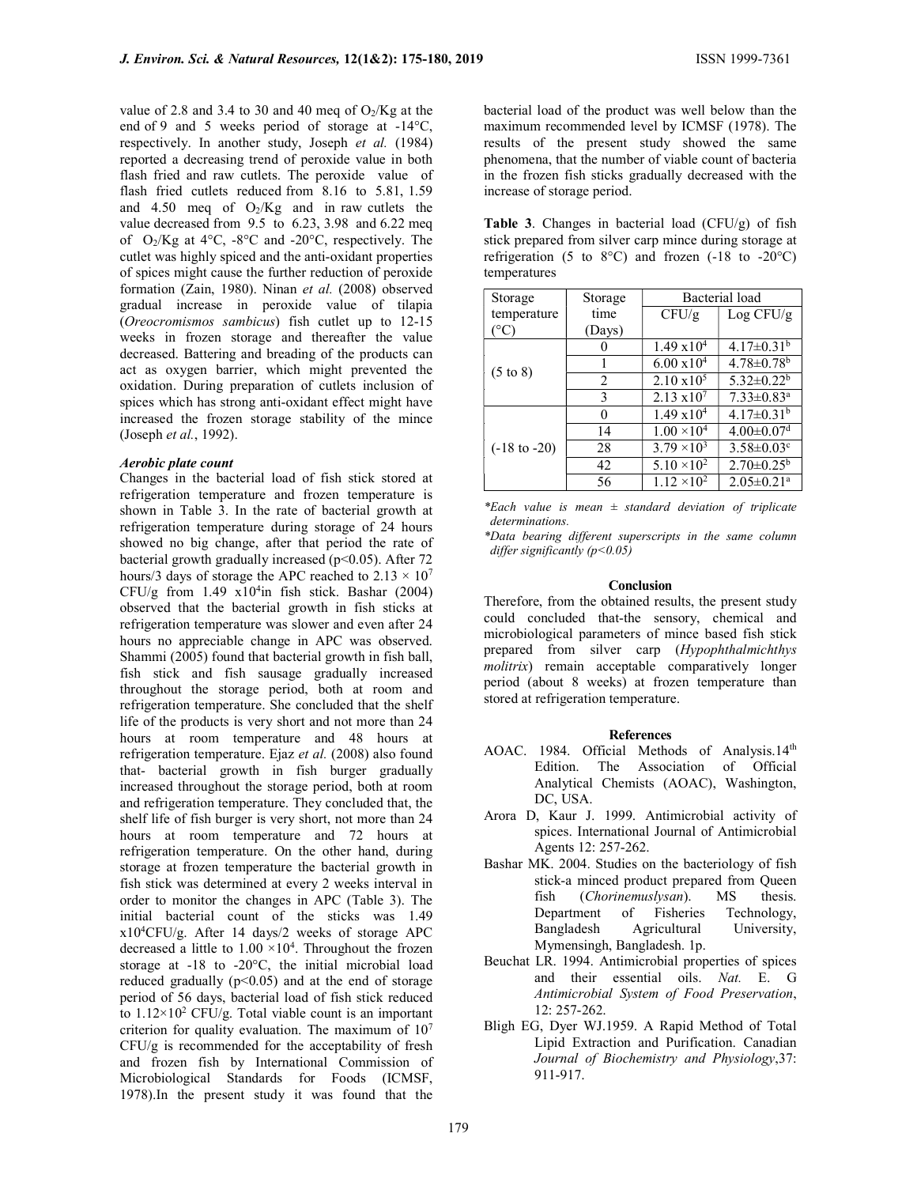value of 2.8 and 3.4 to 30 and 40 meq of $O_2$/Kg at the end of 9 and 5 weeks period of storage at -14°C, respectively. In another study, Joseph *et al.* (1984) reported a decreasing trend of peroxide value in both flash fried and raw cutlets. The peroxide value of flash fried cutlets reduced from 8.16 to 5.81, 1.59 and 4.50 meq of $O_2$/Kg and in raw cutlets the value decreased from 9.5 to 6.23, 3.98 and 6.22 meq of $O_2$/Kg at 4°C, -8°C and -20°C, respectively. The cutlet was highly spiced and the anti-oxidant properties of spices might cause the further reduction of peroxide formation (Zain, 1980). Ninan *et al.* (2008) observed gradual increase in peroxide value of tilapia (*Oreocromismos sambicus*) fish cutlet up to 12-15 weeks in frozen storage and thereafter the value decreased. Battering and breading of the products can act as oxygen barrier, which might prevented the oxidation. During preparation of cutlets inclusion of spices which has strong anti-oxidant effect might have increased the frozen storage stability of the mince (Joseph *et al.*, 1992).

### *Aerobic plate count*

Changes in the bacterial load of fish stick stored at refrigeration temperature and frozen temperature is shown in Table 3. In the rate of bacterial growth at refrigeration temperature during storage of 24 hours showed no big change, after that period the rate of bacterial growth gradually increased ($p<0.05$). After 72 hours/3 days of storage the APC reached to $2.13 \times 10^7$ CFU/g from $1.49 \times 10^4$ in fish stick. Bashar (2004) observed that the bacterial growth in fish sticks at refrigeration temperature was slower and even after 24 hours no appreciable change in APC was observed. Shammi (2005) found that bacterial growth in fish ball, fish stick and fish sausage gradually increased throughout the storage period, both at room and refrigeration temperature. She concluded that the shelf life of the products is very short and not more than 24 hours at room temperature and 48 hours at refrigeration temperature. Ejaz *et al.* (2008) also found that- bacterial growth in fish burger gradually increased throughout the storage period, both at room and refrigeration temperature. They concluded that, the shelf life of fish burger is very short, not more than 24 hours at room temperature and 72 hours at refrigeration temperature. On the other hand, during storage at frozen temperature the bacterial growth in fish stick was determined at every 2 weeks interval in order to monitor the changes in APC (Table 3). The initial bacterial count of the sticks was $1.49 \times 10^4$CFU/g. After 14 days/2 weeks of storage APC decreased a little to $1.00 \times 10^4$. Throughout the frozen storage at -18 to -20°C, the initial microbial load reduced gradually ($p<0.05$) and at the end of storage period of 56 days, bacterial load of fish stick reduced to $1.12 \times 10^2$ CFU/g. Total viable count is an important criterion for quality evaluation. The maximum of $10^7$ CFU/g is recommended for the acceptability of fresh and frozen fish by International Commission of Microbiological Standards for Foods (ICMSF, 1978).In the present study it was found that the bacterial load of the product was well below than the maximum recommended level by ICMSF (1978). The results of the present study showed the same phenomena, that the number of viable count of bacteria in the frozen fish sticks gradually decreased with the increase of storage period.

**Table 3**. Changes in bacterial load (CFU/g) of fish stick prepared from silver carp mince during storage at refrigeration (5 to 8°C) and frozen (-18 to -20°C) temperatures

| Storage temperature (°C) | Storage time (Days) | Bacterial load | |
|---|---|---|---|
| | | CFU/g | Log CFU/g |
| (5 to 8) | 0 | $1.49 \times 10^4$ | $4.17\pm0.31^b$ |
| | 1 | $6.00 \times 10^4$ | $4.78\pm0.78^b$ |
| | 2 | $2.10 \times 10^5$ | $5.32\pm0.22^b$ |
| | 3 | $2.13 \times 10^7$ | $7.33\pm0.83^a$ |
| (-18 to -20) | 0 | $1.49 \times 10^4$ | $4.17\pm0.31^b$ |
| | 14 | $1.00 \times 10^4$ | $4.00\pm0.07^d$ |
| | 28 | $3.79 \times 10^3$ | $3.58\pm0.03^c$ |
| | 42 | $5.10 \times 10^2$ | $2.70\pm0.25^b$ |
| | 56 | $1.12 \times 10^2$ | $2.05\pm0.21^a$ |

**Each value is mean ± standard deviation of triplicate determinations.*

**Data bearing different superscripts in the same column differ significantly (p<0.05)*

## Conclusion

Therefore, from the obtained results, the present study could concluded that-the sensory, chemical and microbiological parameters of mince based fish stick prepared from silver carp (*Hypophthalmichthys molitrix*) remain acceptable comparatively longer period (about 8 weeks) at frozen temperature than stored at refrigeration temperature.

## References

- AOAC. 1984. Official Methods of Analysis.14th Edition. The Association of Official Analytical Chemists (AOAC), Washington, DC, USA.
- Arora D, Kaur J. 1999. Antimicrobial activity of spices. International Journal of Antimicrobial Agents 12: 257-262.
- Bashar MK. 2004. Studies on the bacteriology of fish stick-a minced product prepared from Queen fish (*Chorinemuslysan*). MS thesis. Department of Fisheries Technology, Bangladesh Agricultural University, Mymensingh, Bangladesh. 1p.
- Beuchat LR. 1994. Antimicrobial properties of spices and their essential oils. *Nat.* E. G *Antimicrobial System of Food Preservation*, 12: 257-262.
- Bligh EG, Dyer WJ.1959. A Rapid Method of Total Lipid Extraction and Purification. Canadian *Journal of Biochemistry and Physiology*,37: 911-917.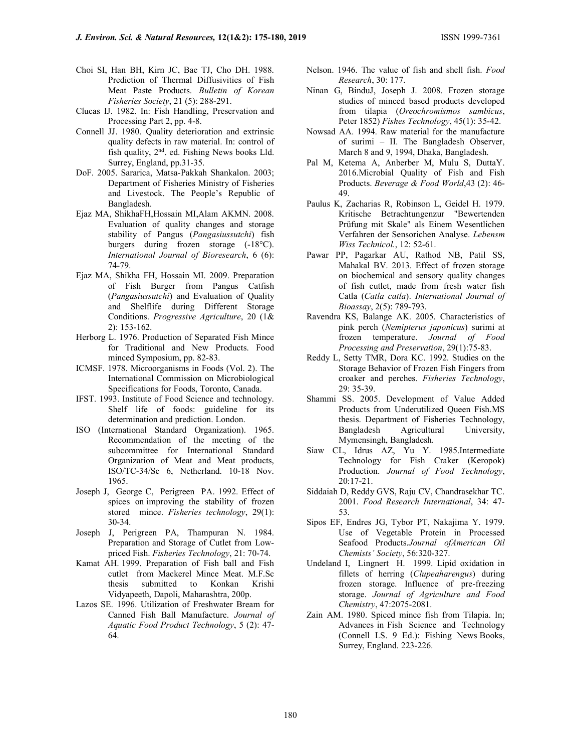Choi SI, Han BH, Kirn JC, Bae TJ, Cho DH. 1988. Prediction of Thermal Diffusivities of Fish Meat Paste Products. *Bulletin of Korean Fisheries Society*, 21 (5): 288-291.

Clucas IJ. 1982. In: Fish Handling, Preservation and Processing Part 2, pp. 4-8.

Connell JJ. 1980. Quality deterioration and extrinsic quality defects in raw material. In: control of fish quality, 2nd. ed. Fishing News books Lld. Surrey, England, pp.31-35.

DoF. 2005. Sararica, Matsa-Pakkah Shankalon. 2003; Department of Fisheries Ministry of Fisheries and Livestock. The People's Republic of Bangladesh.

Ejaz MA, ShikhaFH,Hossain MI,Alam AKMN. 2008. Evaluation of quality changes and storage stability of Pangus (*Pangasiussutchi*) fish burgers during frozen storage (-18°C). *International Journal of Bioresearch*, 6 (6): 74-79.

Ejaz MA, Shikha FH, Hossain MI. 2009. Preparation of Fish Burger from Pangus Catfish (*Pangasiussutchi*) and Evaluation of Quality and Shelflife during Different Storage Conditions. *Progressive Agriculture*, 20 (1& 2): 153-162.

Herborg L. 1976. Production of Separated Fish Mince for Traditional and New Products. Food minced Symposium, pp. 82-83.

ICMSF. 1978. Microorganisms in Foods (Vol. 2). The International Commission on Microbiological Specifications for Foods, Toronto, Canada.

IFST. 1993. Institute of Food Science and technology. Shelf life of foods: guideline for its determination and prediction. London.

ISO (International Standard Organization). 1965. Recommendation of the meeting of the subcommittee for International Standard Organization of Meat and Meat products, ISO/TC-34/Sc 6, Netherland. 10-18 Nov. 1965.

Joseph J, George C, Perigreen PA. 1992. Effect of spices on improving the stability of frozen stored mince. *Fisheries technology*, 29(1): 30-34.

Joseph J, Perigreen PA, Thampuran N. 1984. Preparation and Storage of Cutlet from Low-priced Fish. *Fisheries Technology*, 21: 70-74.

Kamat AH. 1999. Preparation of Fish ball and Fish cutlet from Mackerel Mince Meat. M.F.Sc thesis submitted to Konkan Krishi Vidyapeeth, Dapoli, Maharashtra, 200p.

Lazos SE. 1996. Utilization of Freshwater Bream for Canned Fish Ball Manufacture. *Journal of Aquatic Food Product Technology*, 5 (2): 47-64.

Nelson. 1946. The value of fish and shell fish. *Food Research*, 30: 177.

Ninan G, BinduJ, Joseph J. 2008. Frozen storage studies of minced based products developed from tilapia (*Oreochromismos sambicus*, Peter 1852) *Fishes Technology*, 45(1): 35-42.

Nowsad AA. 1994. Raw material for the manufacture of surimi – II. The Bangladesh Observer, March 8 and 9, 1994, Dhaka, Bangladesh.

Pal M, Ketema A, Anberber M, Mulu S, DuttaY. 2016.Microbial Quality of Fish and Fish Products. *Beverage & Food World*,43 (2): 46-49.

Paulus K, Zacharias R, Robinson L, Geidel H. 1979. Kritische Betrachtungenzur "Bewertenden Prüfung mit Skale" als Einem Wesentlichen Verfahren der Sensorichen Analyse. *Lebensm Wiss Technicol.*, 12: 52-61.

Pawar PP, Pagarkar AU, Rathod NB, Patil SS, Mahakal BV. 2013. Effect of frozen storage on biochemical and sensory quality changes of fish cutlet, made from fresh water fish Catla (*Catla catla*). *International Journal of Bioassay*, 2(5): 789-793.

Ravendra KS, Balange AK. 2005. Characteristics of pink perch (*Nemipterus japonicus*) surimi at frozen temperature. *Journal of Food Processing and Preservation*, 29(1):75-83.

Reddy L, Setty TMR, Dora KC. 1992. Studies on the Storage Behavior of Frozen Fish Fingers from croaker and perches. *Fisheries Technology*, 29: 35-39.

Shammi SS. 2005. Development of Value Added Products from Underutilized Queen Fish.MS thesis. Department of Fisheries Technology, Bangladesh Agricultural University, Mymensingh, Bangladesh.

Siaw CL, Idrus AZ, Yu Y. 1985.Intermediate Technology for Fish Craker (Keropok) Production. *Journal of Food Technology*, 20:17-21.

Siddaiah D, Reddy GVS, Raju CV, Chandrasekhar TC. 2001. *Food Research International*, 34: 47-53.

Sipos EF, Endres JG, Tybor PT, Nakajima Y. 1979. Use of Vegetable Protein in Processed Seafood Products.*Journal ofAmerican Oil Chemists' Society*, 56:320-327.

Undeland I, Lingnert H. 1999. Lipid oxidation in fillets of herring (*Clupeaharengus*) during frozen storage. Influence of pre-freezing storage. *Journal of Agriculture and Food Chemistry*, 47:2075-2081.

Zain AM. 1980. Spiced mince fish from Tilapia. In; Advances in Fish Science and Technology (Connell LS. 9 Ed.): Fishing News Books, Surrey, England. 223-226.